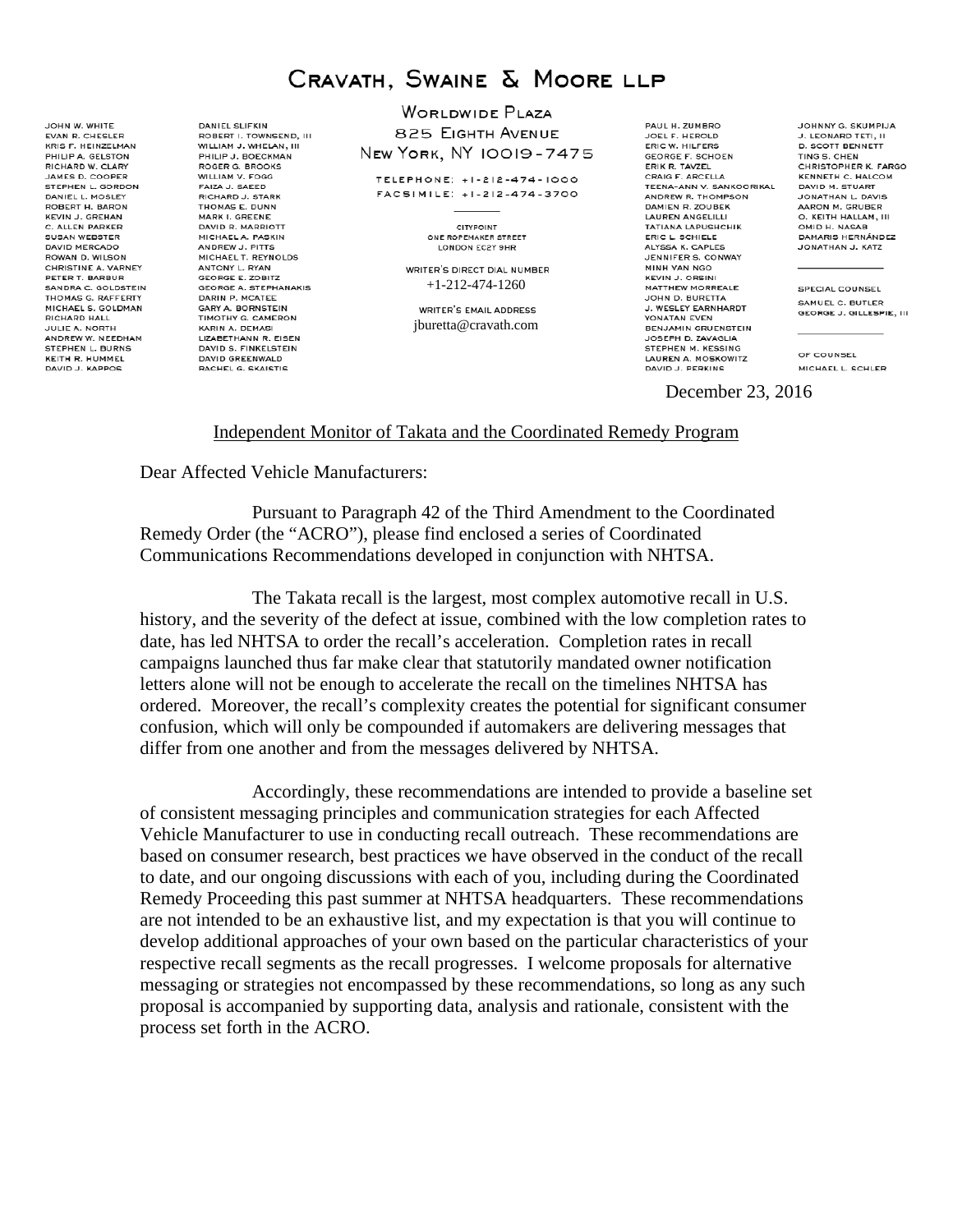# CRAVATH, SWAINE & MOORE LLP

JOHN W. WHITE
EVAN R. CHESLER
KRIS F. HEINZELMAN
PHILIP A. GELSTON
RICHARD W. CLARY
JAMES D. COOPER
STEPHEN L. GORDON
DANIEL L. MOSLEY
ROBERT H. BARON
KEVIN J. GREHAN
C. ALLEN PARKER
SUSAN WEBSTER
DAVID MERCADO
ROWAN D. WILSON
CHRISTINE A. VARNEY
PETER T. BARBUR
SANDRA C. GOLDSTEIN
THOMAS G. RAFFERTY
MICHAEL S. GOLDMAN
RICHARD HALL
JULIE A. NORTH
ANDREW W. NEEDHAM
STEPHEN L. BURNS
KEITH R. HUMMEL
DAVID J. KAPPOS

DANIEL SLIFKIN
ROBERT I. TOWNSEND, III
WILLIAM J. WHELAN, III
PHILIP J. BOECKMAN
ROGER G. BROOKS
WILLIAM V. FOGG
FAIZA J. SAEED
RICHARD J. STARK
THOMAS E. DUNN
MARK I. GREENE
DAVID R. MARRIOTT
MICHAEL A. PASKIN
ANDREW J. PITTS
MICHAEL T. REYNOLDS
ANTONY L. RYAN
GEORGE E. ZOBITZ
GEORGE A. STEPHANAKIS
DARIN P. MCATEE
GARY A. BORNSTEIN
TIMOTHY G. CAMERON
KARIN A. DEMASI
LIZABETHANN R. EISEN
DAVID S. FINKELSTEIN
DAVID GREENWALD
RACHEL G. SKAISTIS

WORLDWIDE PLAZA
825 EIGHTH AVENUE
NEW YORK, NY 10019-7475

TELEPHONE: +1-212-474-1000
FACSIMILE: +1-212-474-3700

CITYPOINT
ONE ROPEMAKER STREET
LONDON EC2Y 9HR

WRITER'S DIRECT DIAL NUMBER
+1-212-474-1260

WRITER'S EMAIL ADDRESS
jburetta@cravath.com

PAUL H. ZUMBRO
JOEL F. HEROLD
ERIC W. HILFERS
GEORGE F. SCHOEN
ERIK R. TAVZEL
CRAIG F. ARCELLA
TEENA-ANN V. SANKOORIKAL
ANDREW R. THOMPSON
DAMIEN R. ZOUBEK
LAUREN ANGELILLI
TATIANA LAPUSHCHIK
ERIC L. SCHIELE
ALYSSA K. CAPLES
JENNIFER S. CONWAY
MINH VAN NGO
KEVIN J. ORSINI
MATTHEW MORREALE
JOHN D. BURETTA
J. WESLEY EARNHARDT
YONATAN EVEN
BENJAMIN GRUENSTEIN
JOSEPH D. ZAVAGLIA
STEPHEN M. KESSING
LAUREN A. MOSKOWITZ
DAVID J. PERKINS

JOHNNY G. SKUMPIJA
J. LEONARD TETI, II
D. SCOTT BENNETT
TING S. CHEN
CHRISTOPHER K. FARGO
KENNETH C. HALCOM
DAVID M. STUART
JONATHAN L. DAVIS
AARON M. GRUBER
O. KEITH HALLAM, III
OMID H. NASAB
DAMARIS HERNÁNDEZ
JONATHAN J. KATZ

SPECIAL COUNSEL
SAMUEL C. BUTLER
GEORGE J. GILLESPIE, III

OF COUNSEL
MICHAEL L. SCHLER

December 23, 2016

Independent Monitor of Takata and the Coordinated Remedy Program

Dear Affected Vehicle Manufacturers:

Pursuant to Paragraph 42 of the Third Amendment to the Coordinated Remedy Order (the "ACRO"), please find enclosed a series of Coordinated Communications Recommendations developed in conjunction with NHTSA.

The Takata recall is the largest, most complex automotive recall in U.S. history, and the severity of the defect at issue, combined with the low completion rates to date, has led NHTSA to order the recall's acceleration. Completion rates in recall campaigns launched thus far make clear that statutorily mandated owner notification letters alone will not be enough to accelerate the recall on the timelines NHTSA has ordered. Moreover, the recall's complexity creates the potential for significant consumer confusion, which will only be compounded if automakers are delivering messages that differ from one another and from the messages delivered by NHTSA.

Accordingly, these recommendations are intended to provide a baseline set of consistent messaging principles and communication strategies for each Affected Vehicle Manufacturer to use in conducting recall outreach. These recommendations are based on consumer research, best practices we have observed in the conduct of the recall to date, and our ongoing discussions with each of you, including during the Coordinated Remedy Proceeding this past summer at NHTSA headquarters. These recommendations are not intended to be an exhaustive list, and my expectation is that you will continue to develop additional approaches of your own based on the particular characteristics of your respective recall segments as the recall progresses. I welcome proposals for alternative messaging or strategies not encompassed by these recommendations, so long as any such proposal is accompanied by supporting data, analysis and rationale, consistent with the process set forth in the ACRO.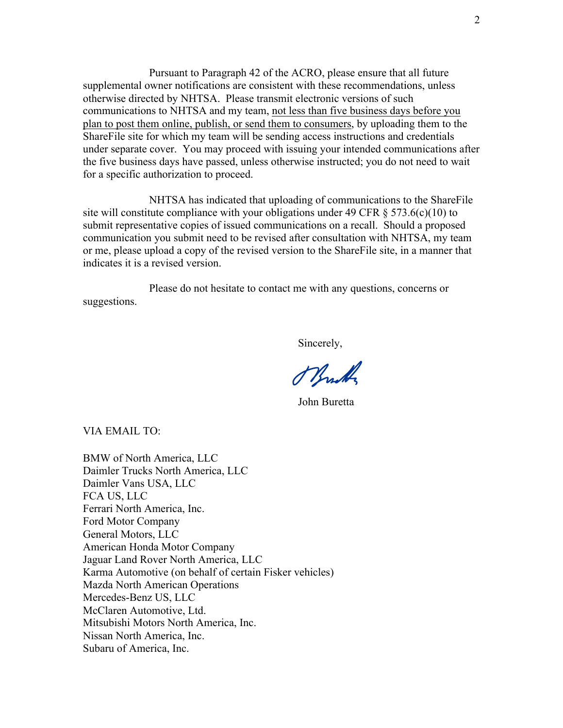Pursuant to Paragraph 42 of the ACRO, please ensure that all future supplemental owner notifications are consistent with these recommendations, unless otherwise directed by NHTSA. Please transmit electronic versions of such communications to NHTSA and my team, <u>not less than five business days before you plan to post them online, publish, or send them to consumers</u>, by uploading them to the ShareFile site for which my team will be sending access instructions and credentials under separate cover. You may proceed with issuing your intended communications after the five business days have passed, unless otherwise instructed; you do not need to wait for a specific authorization to proceed.

NHTSA has indicated that uploading of communications to the ShareFile site will constitute compliance with your obligations under 49 CFR § 573.6(c)(10) to submit representative copies of issued communications on a recall. Should a proposed communication you submit need to be revised after consultation with NHTSA, my team or me, please upload a copy of the revised version to the ShareFile site, in a manner that indicates it is a revised version.

Please do not hesitate to contact me with any questions, concerns or suggestions.

Sincerely,

John Buretta

VIA EMAIL TO:

BMW of North America, LLC
Daimler Trucks North America, LLC
Daimler Vans USA, LLC
FCA US, LLC
Ferrari North America, Inc.
Ford Motor Company
General Motors, LLC
American Honda Motor Company
Jaguar Land Rover North America, LLC
Karma Automotive (on behalf of certain Fisker vehicles)
Mazda North American Operations
Mercedes-Benz US, LLC
McClaren Automotive, Ltd.
Mitsubishi Motors North America, Inc.
Nissan North America, Inc.
Subaru of America, Inc.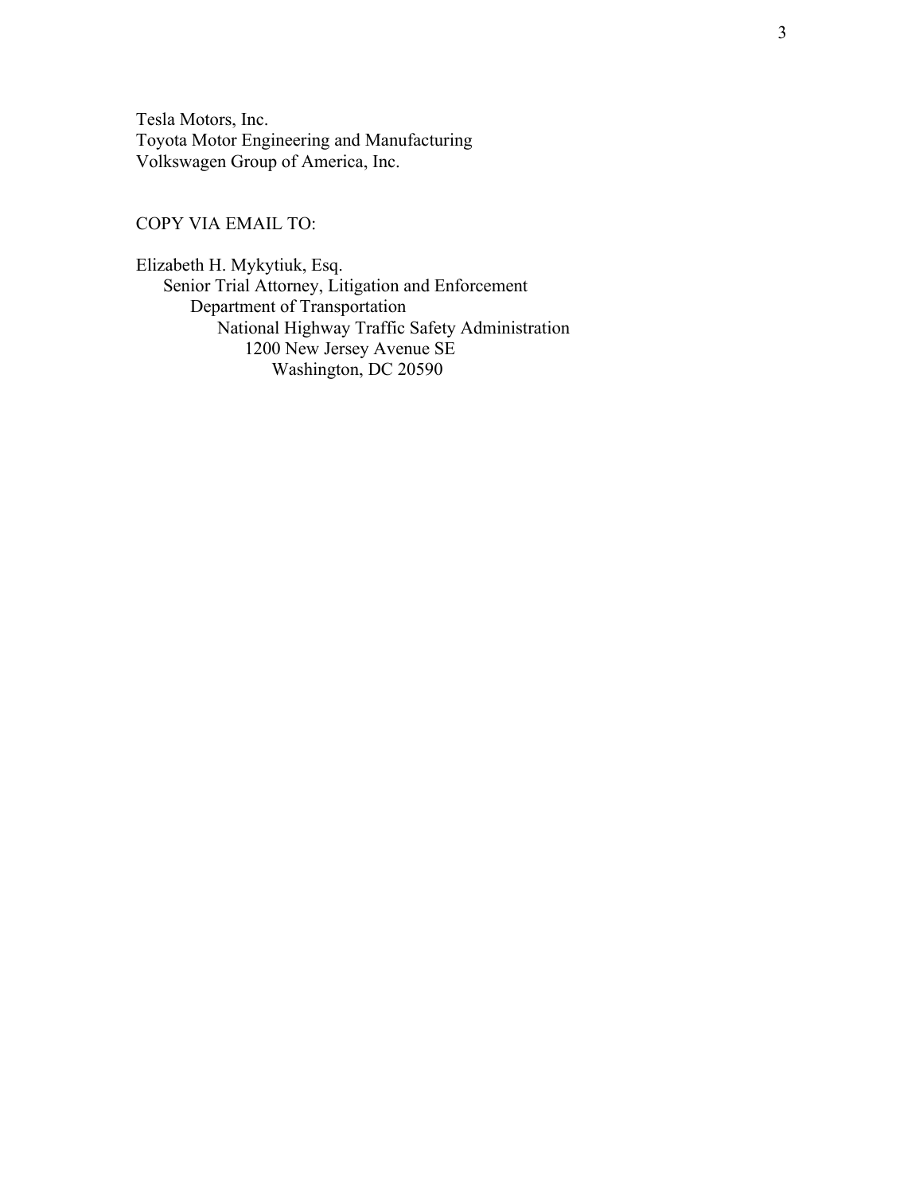Tesla Motors, Inc.
Toyota Motor Engineering and Manufacturing
Volkswagen Group of America, Inc.

COPY VIA EMAIL TO:

Elizabeth H. Mykytiuk, Esq.
Senior Trial Attorney, Litigation and Enforcement
Department of Transportation
National Highway Traffic Safety Administration
1200 New Jersey Avenue SE
Washington, DC 20590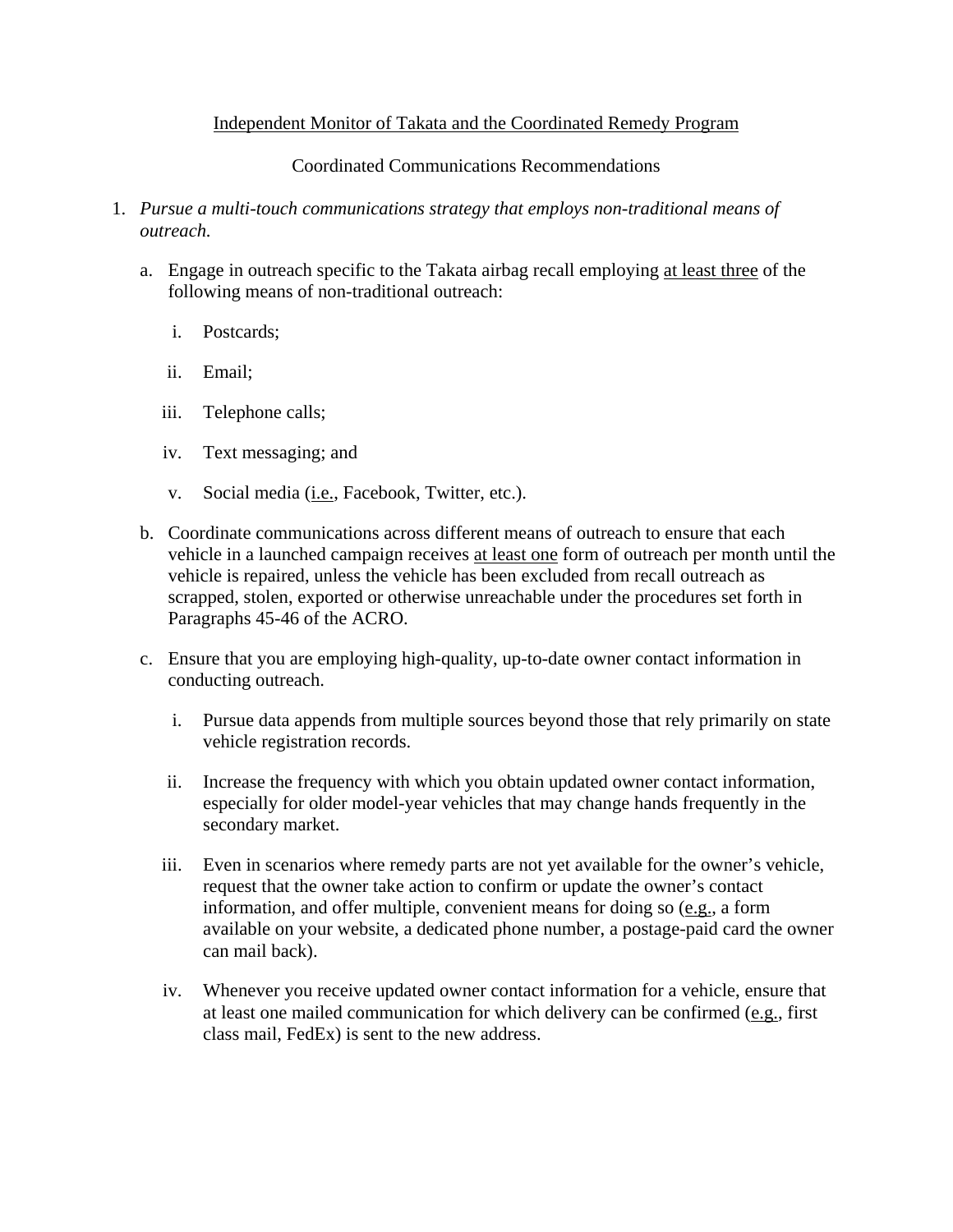<u>Independent Monitor of Takata and the Coordinated Remedy Program</u>

Coordinated Communications Recommendations

1. *Pursue a multi-touch communications strategy that employs non-traditional means of outreach.*

   a. Engage in outreach specific to the Takata airbag recall employing <u>at least three</u> of the following means of non-traditional outreach:

      i. Postcards;

      ii. Email;

      iii. Telephone calls;

      iv. Text messaging; and

      v. Social media (<u>i.e.</u>, Facebook, Twitter, etc.).

   b. Coordinate communications across different means of outreach to ensure that each vehicle in a launched campaign receives <u>at least one</u> form of outreach per month until the vehicle is repaired, unless the vehicle has been excluded from recall outreach as scrapped, stolen, exported or otherwise unreachable under the procedures set forth in Paragraphs 45-46 of the ACRO.

   c. Ensure that you are employing high-quality, up-to-date owner contact information in conducting outreach.

      i. Pursue data appends from multiple sources beyond those that rely primarily on state vehicle registration records.

      ii. Increase the frequency with which you obtain updated owner contact information, especially for older model-year vehicles that may change hands frequently in the secondary market.

      iii. Even in scenarios where remedy parts are not yet available for the owner's vehicle, request that the owner take action to confirm or update the owner's contact information, and offer multiple, convenient means for doing so (<u>e.g.</u>, a form available on your website, a dedicated phone number, a postage-paid card the owner can mail back).

      iv. Whenever you receive updated owner contact information for a vehicle, ensure that at least one mailed communication for which delivery can be confirmed (<u>e.g.</u>, first class mail, FedEx) is sent to the new address.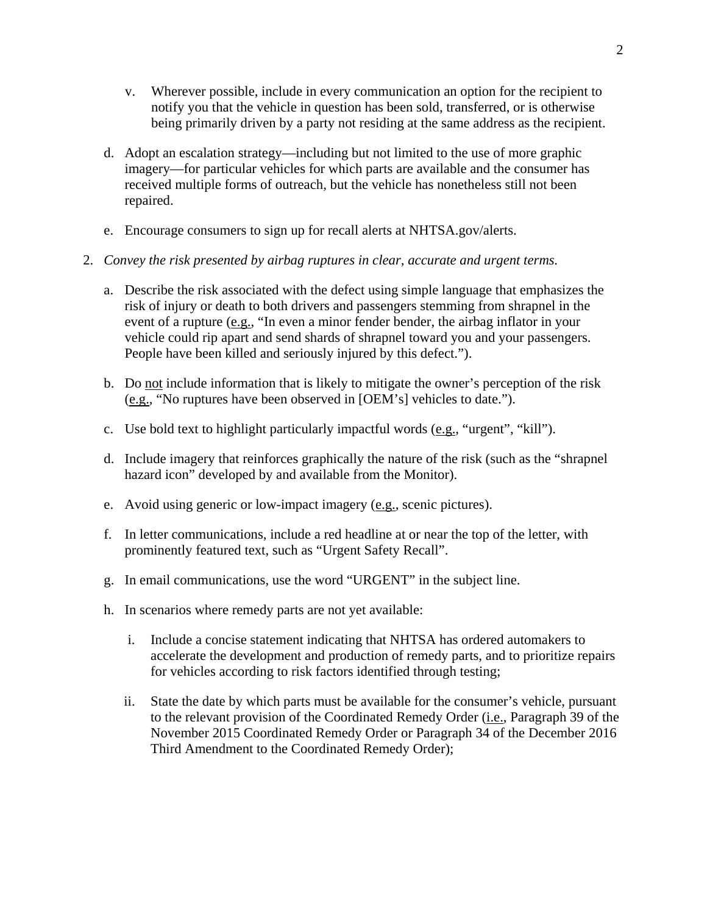v. Wherever possible, include in every communication an option for the recipient to notify you that the vehicle in question has been sold, transferred, or is otherwise being primarily driven by a party not residing at the same address as the recipient.

   d. Adopt an escalation strategy—including but not limited to the use of more graphic imagery—for particular vehicles for which parts are available and the consumer has received multiple forms of outreach, but the vehicle has nonetheless still not been repaired.

   e. Encourage consumers to sign up for recall alerts at NHTSA.gov/alerts.

2. *Convey the risk presented by airbag ruptures in clear, accurate and urgent terms.*

   a. Describe the risk associated with the defect using simple language that emphasizes the risk of injury or death to both drivers and passengers stemming from shrapnel in the event of a rupture (e.g., "In even a minor fender bender, the airbag inflator in your vehicle could rip apart and send shards of shrapnel toward you and your passengers. People have been killed and seriously injured by this defect.").

   b. Do not include information that is likely to mitigate the owner's perception of the risk (e.g., "No ruptures have been observed in [OEM's] vehicles to date.").

   c. Use bold text to highlight particularly impactful words (e.g., "urgent", "kill").

   d. Include imagery that reinforces graphically the nature of the risk (such as the "shrapnel hazard icon" developed by and available from the Monitor).

   e. Avoid using generic or low-impact imagery (e.g., scenic pictures).

   f. In letter communications, include a red headline at or near the top of the letter, with prominently featured text, such as "Urgent Safety Recall".

   g. In email communications, use the word "URGENT" in the subject line.

   h. In scenarios where remedy parts are not yet available:

      i. Include a concise statement indicating that NHTSA has ordered automakers to accelerate the development and production of remedy parts, and to prioritize repairs for vehicles according to risk factors identified through testing;

      ii. State the date by which parts must be available for the consumer's vehicle, pursuant to the relevant provision of the Coordinated Remedy Order (i.e., Paragraph 39 of the November 2015 Coordinated Remedy Order or Paragraph 34 of the December 2016 Third Amendment to the Coordinated Remedy Order);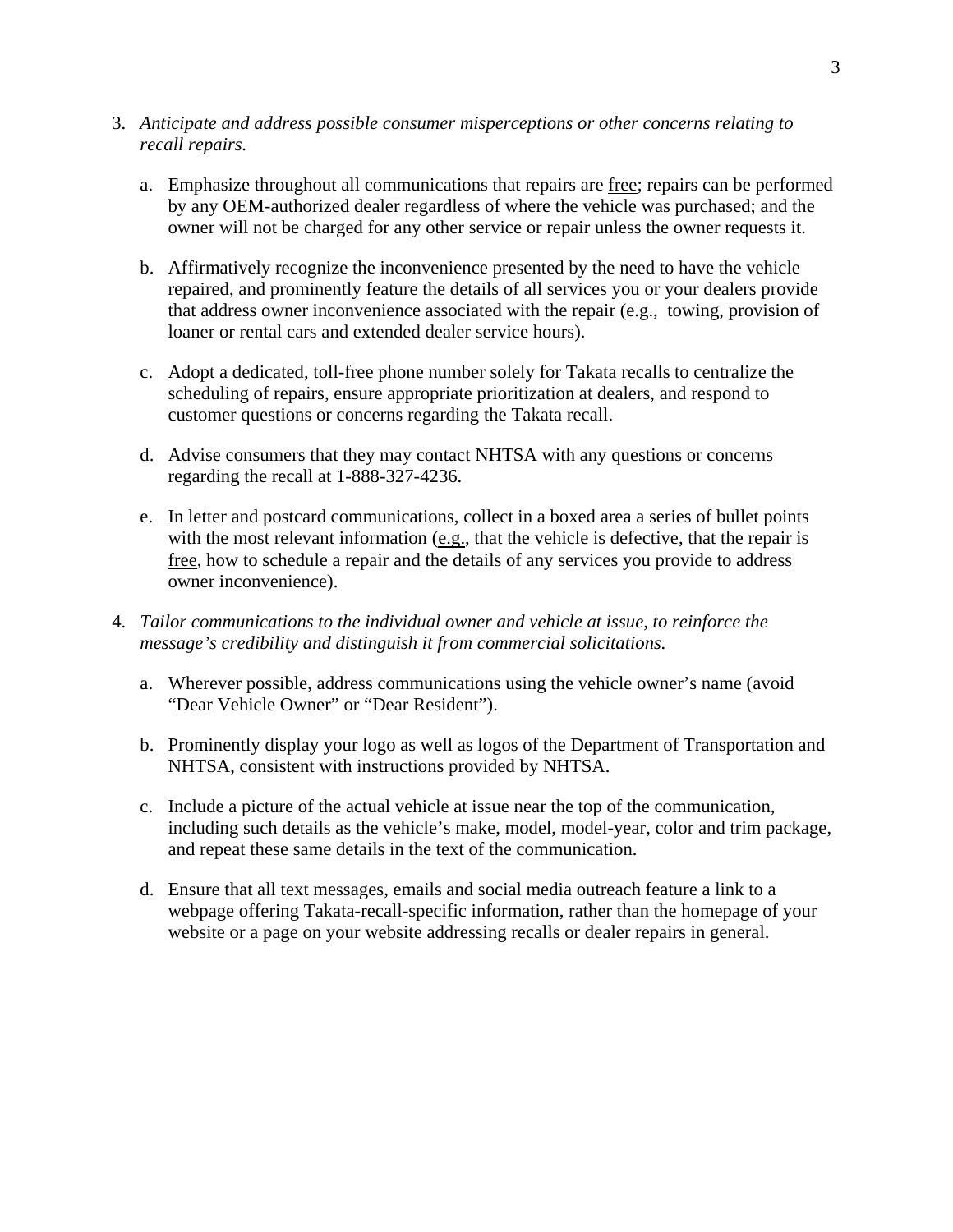3. *Anticipate and address possible consumer misperceptions or other concerns relating to recall repairs.*

   a. Emphasize throughout all communications that repairs are free; repairs can be performed by any OEM-authorized dealer regardless of where the vehicle was purchased; and the owner will not be charged for any other service or repair unless the owner requests it.

   b. Affirmatively recognize the inconvenience presented by the need to have the vehicle repaired, and prominently feature the details of all services you or your dealers provide that address owner inconvenience associated with the repair (e.g., towing, provision of loaner or rental cars and extended dealer service hours).

   c. Adopt a dedicated, toll-free phone number solely for Takata recalls to centralize the scheduling of repairs, ensure appropriate prioritization at dealers, and respond to customer questions or concerns regarding the Takata recall.

   d. Advise consumers that they may contact NHTSA with any questions or concerns regarding the recall at 1-888-327-4236.

   e. In letter and postcard communications, collect in a boxed area a series of bullet points with the most relevant information (e.g., that the vehicle is defective, that the repair is free, how to schedule a repair and the details of any services you provide to address owner inconvenience).

4. *Tailor communications to the individual owner and vehicle at issue, to reinforce the message's credibility and distinguish it from commercial solicitations.*

   a. Wherever possible, address communications using the vehicle owner's name (avoid "Dear Vehicle Owner" or "Dear Resident").

   b. Prominently display your logo as well as logos of the Department of Transportation and NHTSA, consistent with instructions provided by NHTSA.

   c. Include a picture of the actual vehicle at issue near the top of the communication, including such details as the vehicle's make, model, model-year, color and trim package, and repeat these same details in the text of the communication.

   d. Ensure that all text messages, emails and social media outreach feature a link to a webpage offering Takata-recall-specific information, rather than the homepage of your website or a page on your website addressing recalls or dealer repairs in general.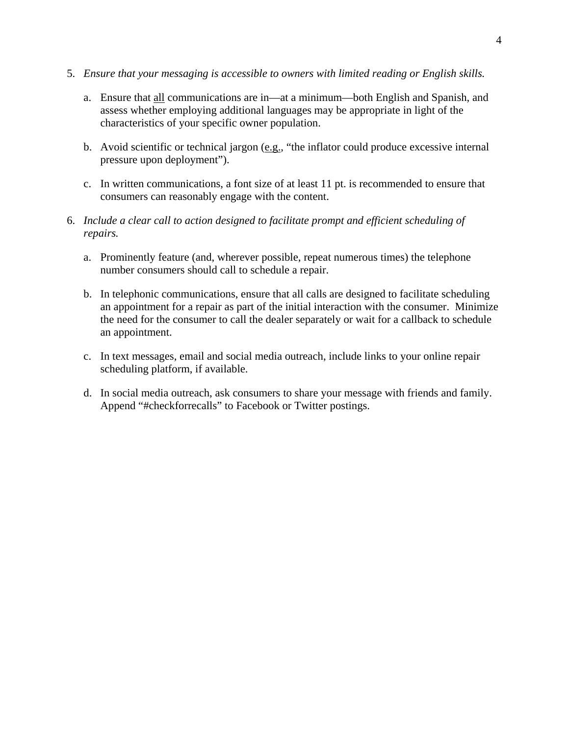5. *Ensure that your messaging is accessible to owners with limited reading or English skills.*

   a. Ensure that <u>all</u> communications are in—at a minimum—both English and Spanish, and assess whether employing additional languages may be appropriate in light of the characteristics of your specific owner population.

   b. Avoid scientific or technical jargon (<u>e.g.</u>, "the inflator could produce excessive internal pressure upon deployment").

   c. In written communications, a font size of at least 11 pt. is recommended to ensure that consumers can reasonably engage with the content.

6. *Include a clear call to action designed to facilitate prompt and efficient scheduling of repairs.*

   a. Prominently feature (and, wherever possible, repeat numerous times) the telephone number consumers should call to schedule a repair.

   b. In telephonic communications, ensure that all calls are designed to facilitate scheduling an appointment for a repair as part of the initial interaction with the consumer. Minimize the need for the consumer to call the dealer separately or wait for a callback to schedule an appointment.

   c. In text messages, email and social media outreach, include links to your online repair scheduling platform, if available.

   d. In social media outreach, ask consumers to share your message with friends and family. Append "#checkforrecalls" to Facebook or Twitter postings.